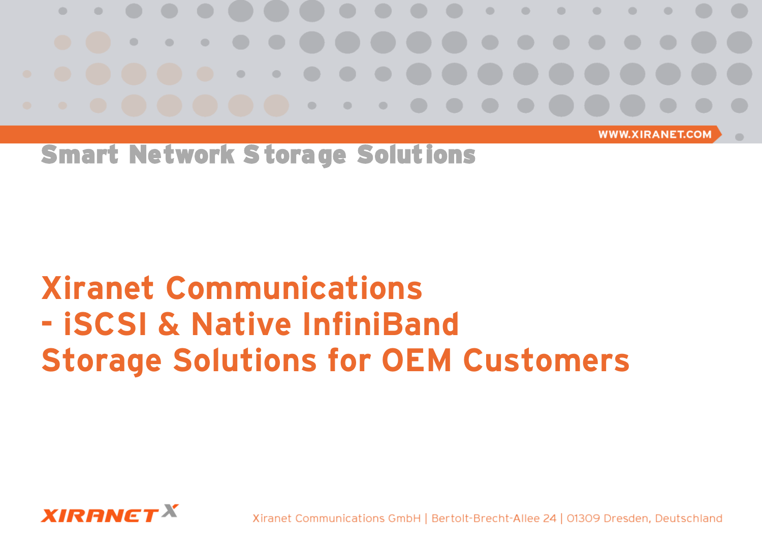WWW.XIRANET.COM

Smart Network Storage Solutions

# Xiranet Communications
# - iSCSI & Native InfiniBand
# Storage Solutions for OEM Customers

XIRANET X

Xiranet Communications GmbH | Bertolt-Brecht-Allee 24 | 01309 Dresden, Deutschland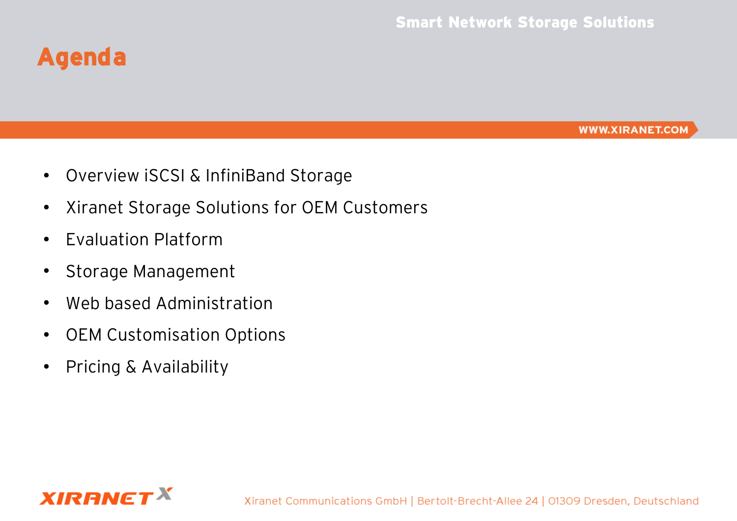# Agenda

- Overview iSCSI & InfiniBand Storage
- Xiranet Storage Solutions for OEM Customers
- Evaluation Platform
- Storage Management
- Web based Administration
- OEM Customisation Options
- Pricing & Availability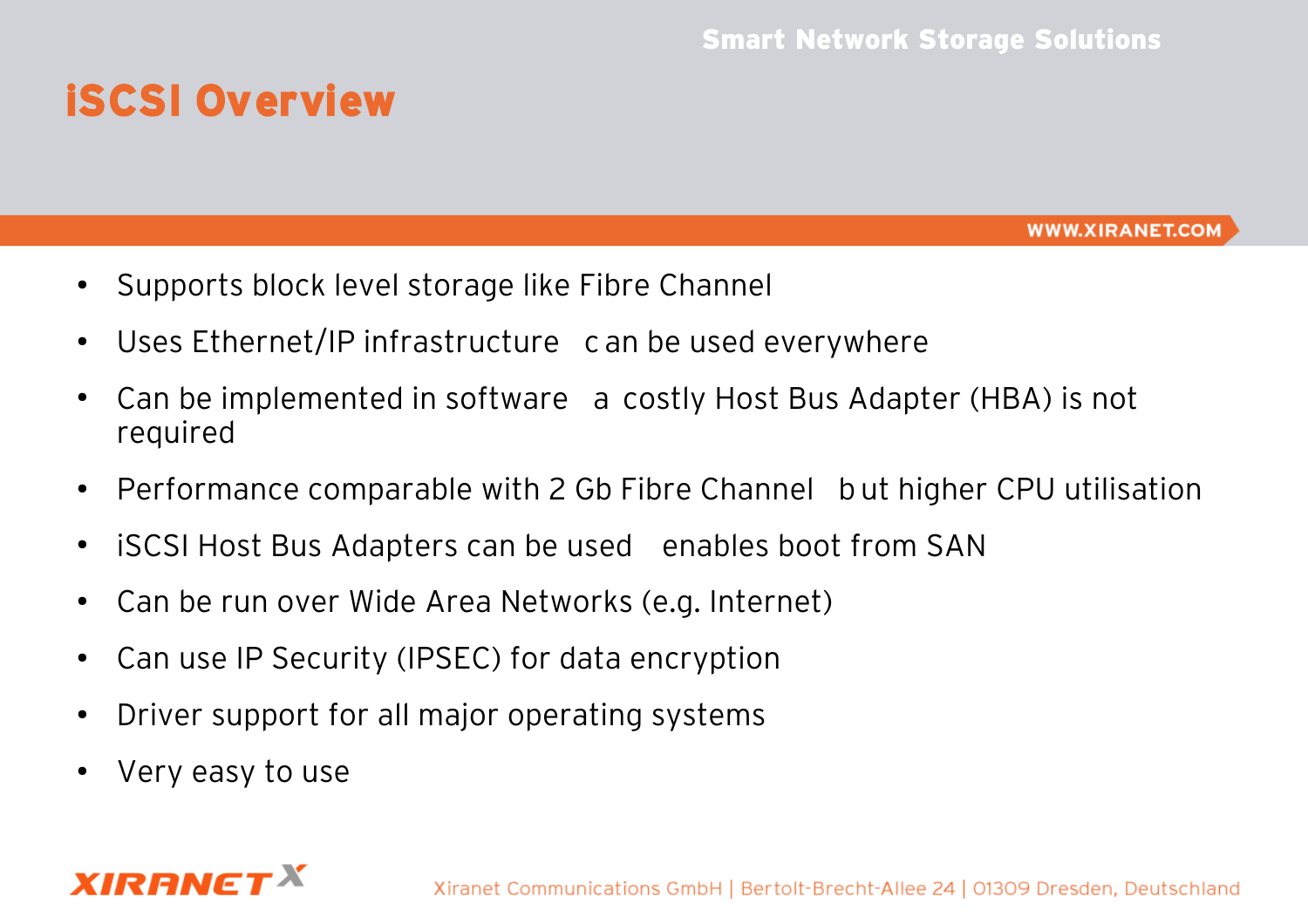# iSCSI Overview

- Supports block level storage like Fibre Channel
- Uses Ethernet/IP infrastructure can be used everywhere
- Can be implemented in software a costly Host Bus Adapter (HBA) is not required
- Performance comparable with 2 Gb Fibre Channel but higher CPU utilisation
- iSCSI Host Bus Adapters can be used enables boot from SAN
- Can be run over Wide Area Networks (e.g. Internet)
- Can use IP Security (IPSEC) for data encryption
- Driver support for all major operating systems
- Very easy to use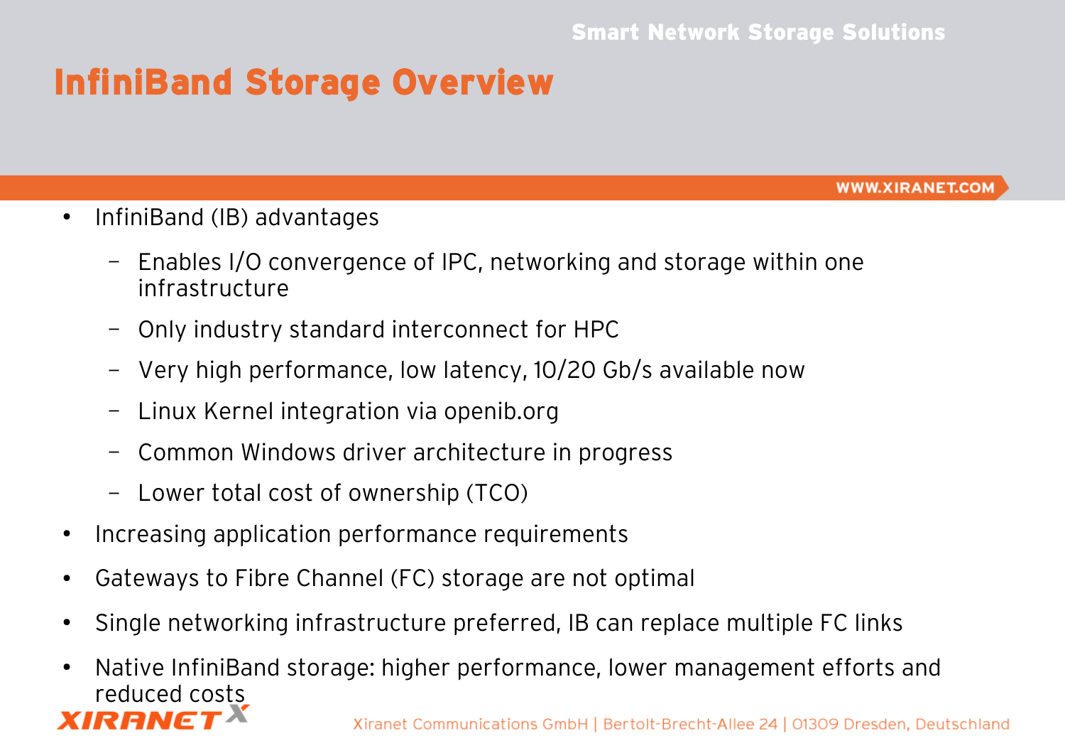# InfiniBand Storage Overview

- InfiniBand (IB) advantages
  - Enables I/O convergence of IPC, networking and storage within one infrastructure
  - Only industry standard interconnect for HPC
  - Very high performance, low latency, 10/20 Gb/s available now
  - Linux Kernel integration via openib.org
  - Common Windows driver architecture in progress
  - Lower total cost of ownership (TCO)
- Increasing application performance requirements
- Gateways to Fibre Channel (FC) storage are not optimal
- Single networking infrastructure preferred, IB can replace multiple FC links
- Native InfiniBand storage: higher performance, lower management efforts and reduced costs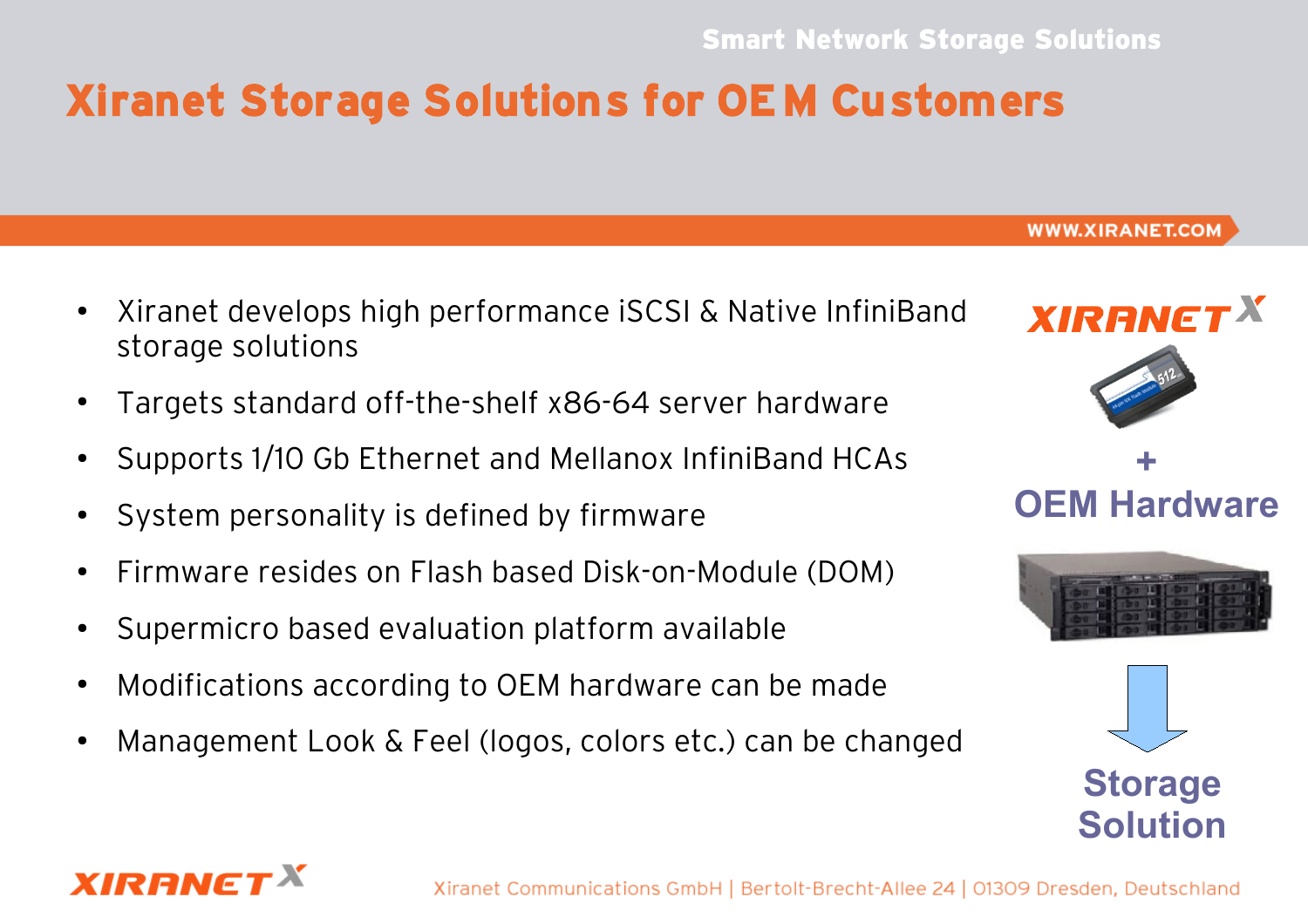# Xiranet Storage Solutions for OEM Customers

- Xiranet develops high performance iSCSI & Native InfiniBand storage solutions
- Targets standard off-the-shelf x86-64 server hardware
- Supports 1/10 Gb Ethernet and Mellanox InfiniBand HCAs
- System personality is defined by firmware
- Firmware resides on Flash based Disk-on-Module (DOM)
- Supermicro based evaluation platform available
- Modifications according to OEM hardware can be made
- Management Look & Feel (logos, colors etc.) can be changed

XIRANET X + OEM Hardware → Storage Solution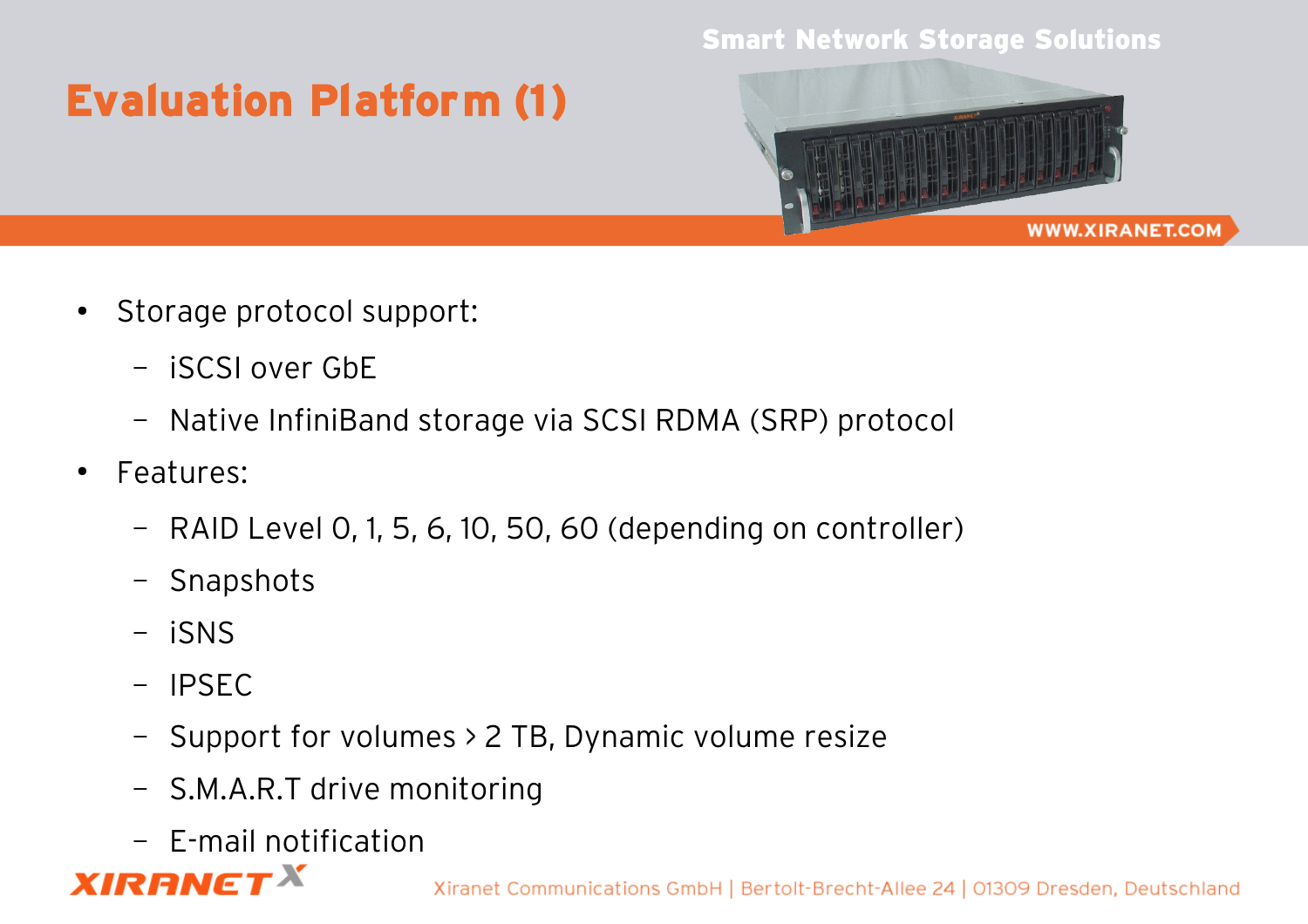# Evaluation Platform (1)

- Storage protocol support:
  - iSCSI over GbE
  - Native InfiniBand storage via SCSI RDMA (SRP) protocol
- Features:
  - RAID Level 0, 1, 5, 6, 10, 50, 60 (depending on controller)
  - Snapshots
  - iSNS
  - IPSEC
  - Support for volumes > 2 TB, Dynamic volume resize
  - S.M.A.R.T drive monitoring
  - E-mail notification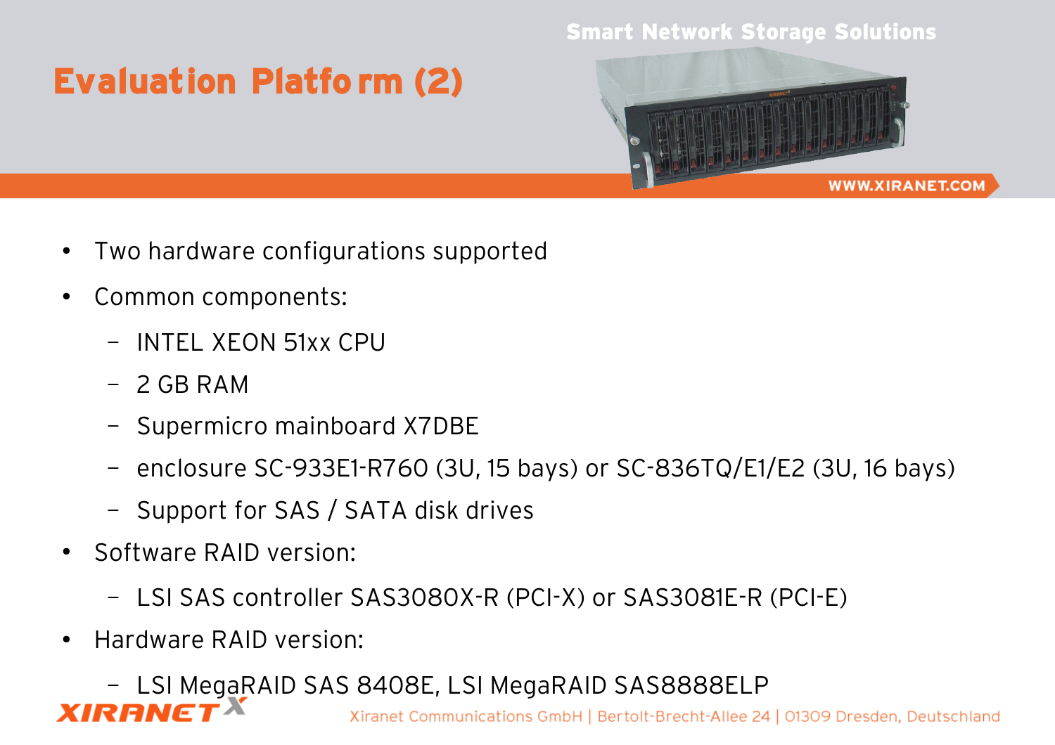# Evaluation Platform (2)

- Two hardware configurations supported
- Common components:
  - INTEL XEON 51xx CPU
  - 2 GB RAM
  - Supermicro mainboard X7DBE
  - enclosure SC-933E1-R760 (3U, 15 bays) or SC-836TQ/E1/E2 (3U, 16 bays)
  - Support for SAS / SATA disk drives
- Software RAID version:
  - LSI SAS controller SAS3080X-R (PCI-X) or SAS3081E-R (PCI-E)
- Hardware RAID version:
  - LSI MegaRAID SAS 8408E, LSI MegaRAID SAS8888ELP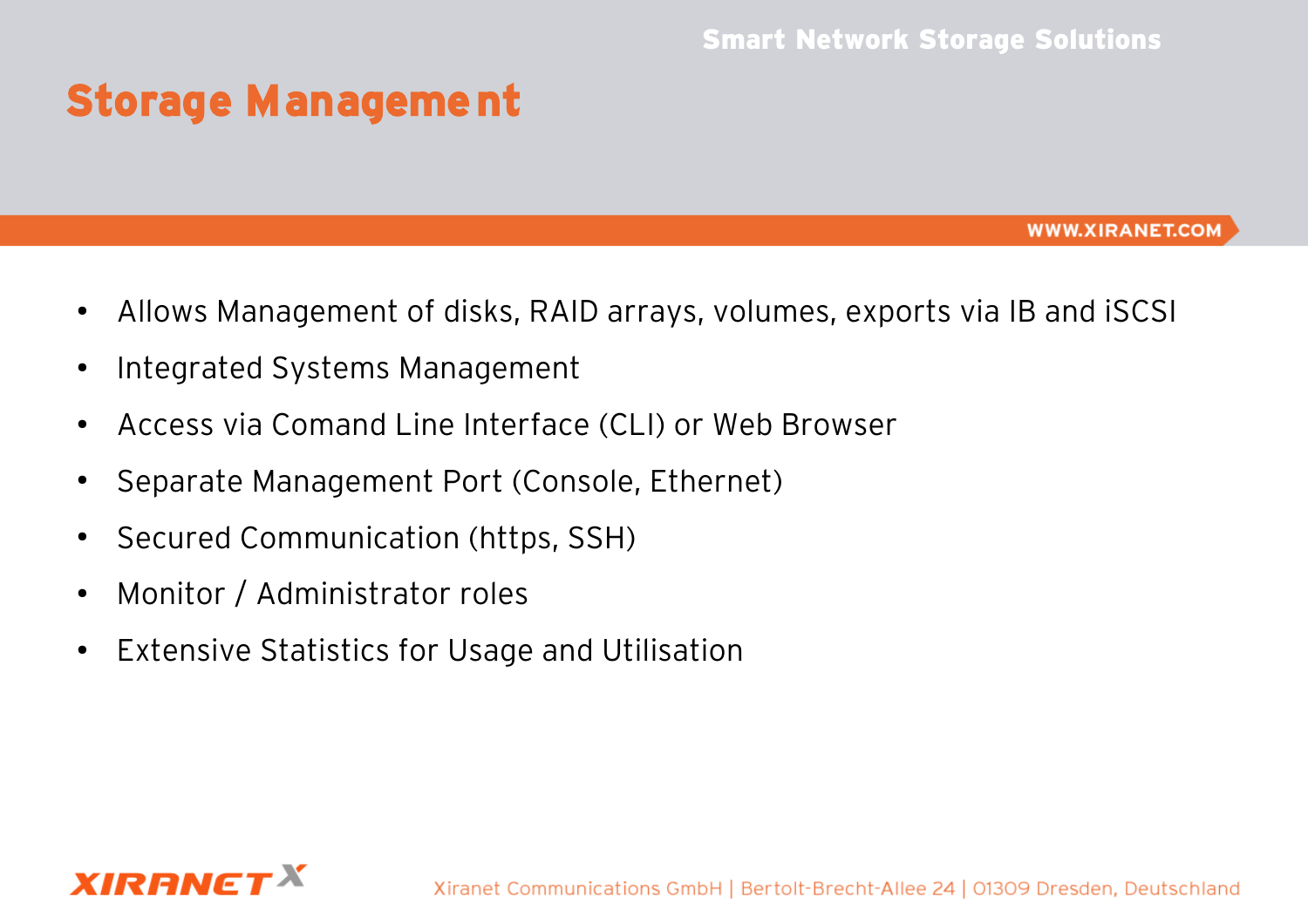# Storage Management

- Allows Management of disks, RAID arrays, volumes, exports via IB and iSCSI
- Integrated Systems Management
- Access via Comand Line Interface (CLI) or Web Browser
- Separate Management Port (Console, Ethernet)
- Secured Communication (https, SSH)
- Monitor / Administrator roles
- Extensive Statistics for Usage and Utilisation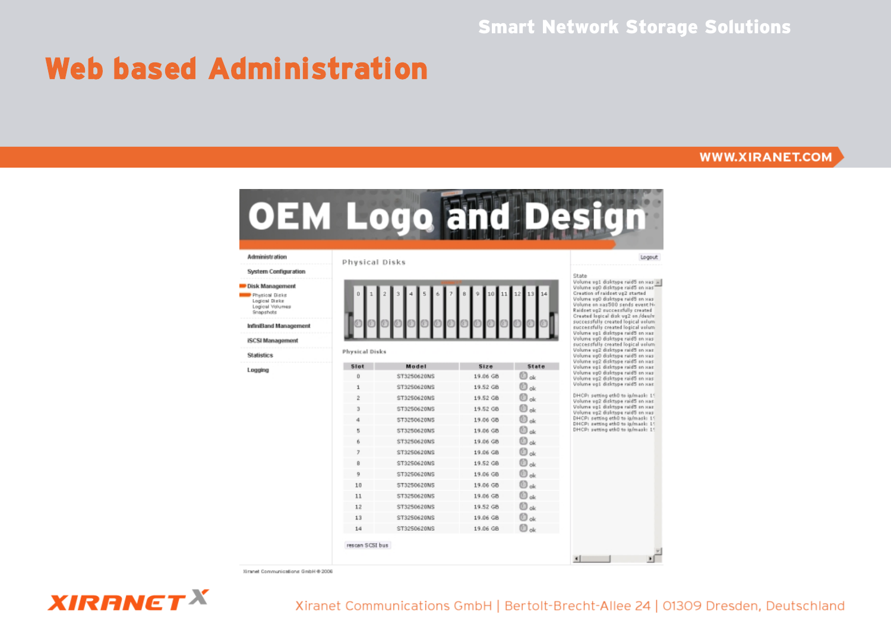# Web based Administration

Smart Network Storage Solutions

WWW.XIRANET.COM

OEM Logo and Design

- Administration
- System Configuration
- Disk Management
  - Physical Disks
  - Logical Disks
  - Logical Volumes
  - Snapshots
- InfiniBand Management
- iSCSI Management
- Statistics
- Logging

Logout

## Physical Disks

Physical Disks

| Slot | Model | Size | State |
|---|---|---|---|
| 0 | ST3250620NS | 19.06 GB | ok |
| 1 | ST3250620NS | 19.52 GB | ok |
| 2 | ST3250620NS | 19.52 GB | ok |
| 3 | ST3250620NS | 19.52 GB | ok |
| 4 | ST3250620NS | 19.06 GB | ok |
| 5 | ST3250620NS | 19.06 GB | ok |
| 6 | ST3250620NS | 19.06 GB | ok |
| 7 | ST3250620NS | 19.06 GB | ok |
| 8 | ST3250620NS | 19.52 GB | ok |
| 9 | ST3250620NS | 19.06 GB | ok |
| 10 | ST3250620NS | 19.06 GB | ok |
| 11 | ST3250620NS | 19.06 GB | ok |
| 12 | ST3250620NS | 19.52 GB | ok |
| 13 | ST3250620NS | 19.06 GB | ok |
| 14 | ST3250620NS | 19.06 GB | ok |

rescan SCSI bus

State

Xiranet Communications GmbH © 2006

Xiranet Communications GmbH | Bertolt-Brecht-Allee 24 | 01309 Dresden, Deutschland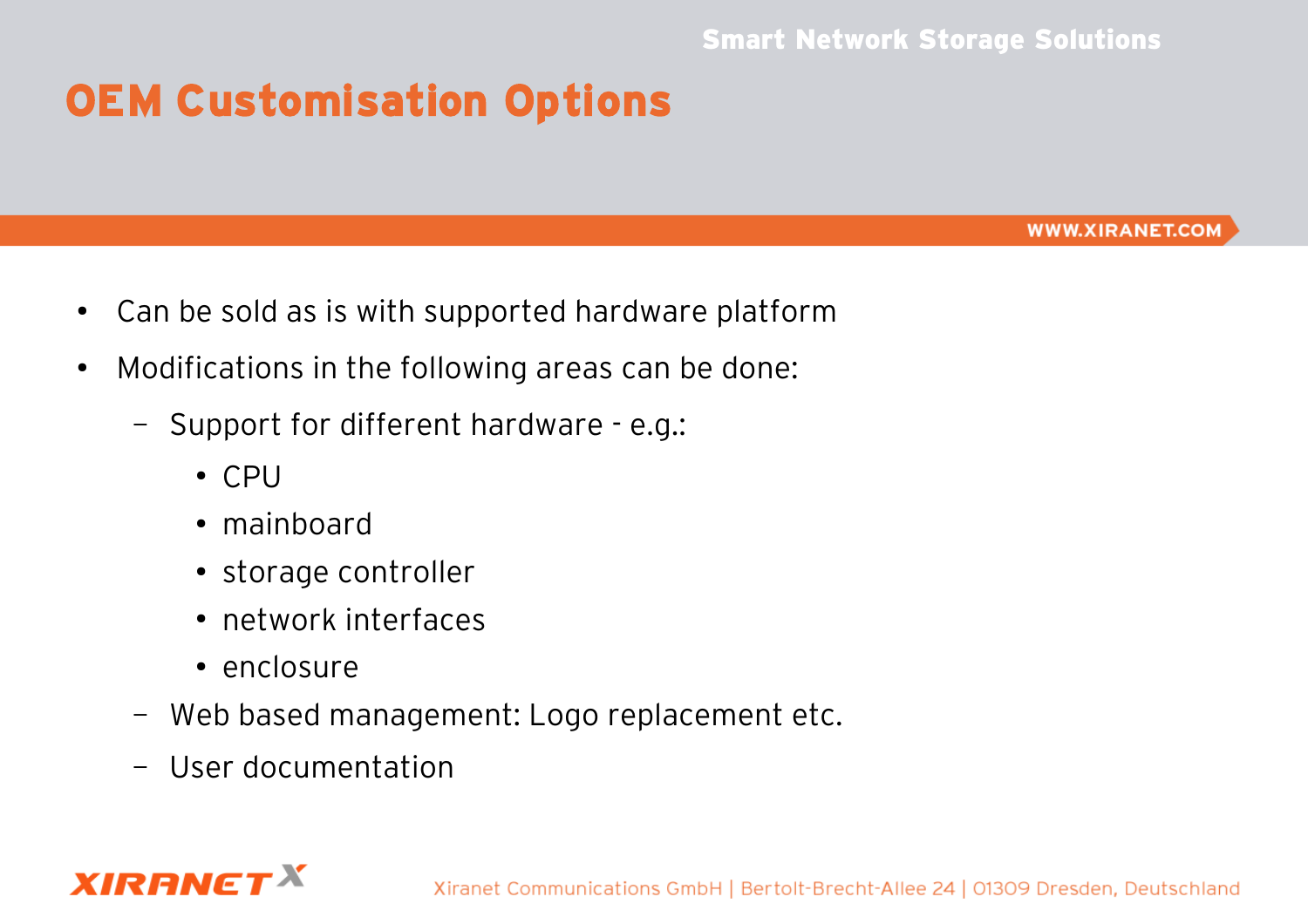# OEM Customisation Options

- Can be sold as is with supported hardware platform
- Modifications in the following areas can be done:
  - Support for different hardware - e.g.:
    - CPU
    - mainboard
    - storage controller
    - network interfaces
    - enclosure
  - Web based management: Logo replacement etc.
  - User documentation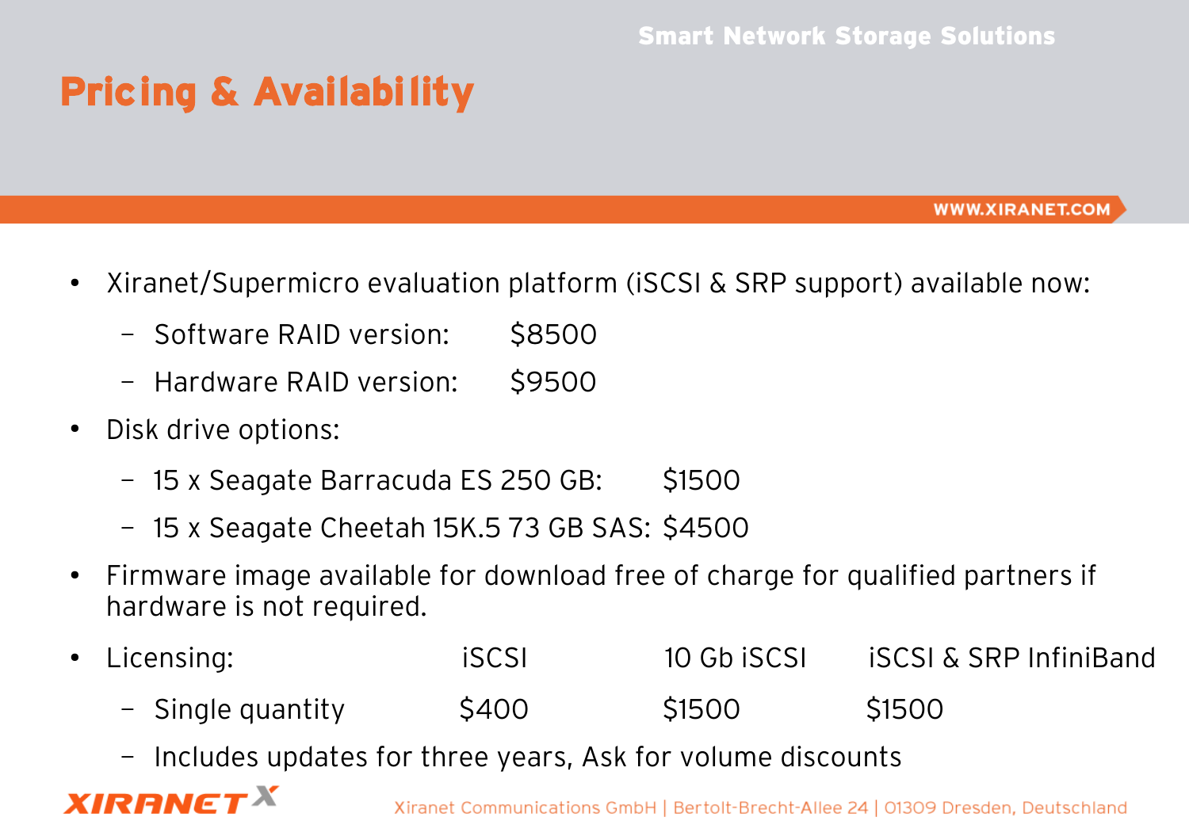# Pricing & Availability

- Xiranet/Supermicro evaluation platform (iSCSI & SRP support) available now:
  - Software RAID version: $8500
  - Hardware RAID version: $9500
- Disk drive options:
  - 15 x Seagate Barracuda ES 250 GB: $1500
  - 15 x Seagate Cheetah 15K.5 73 GB SAS: $4500
- Firmware image available for download free of charge for qualified partners if hardware is not required.
- Licensing:

| | iSCSI | 10 Gb iSCSI | iSCSI & SRP InfiniBand |
|---|---|---|---|
| Single quantity | $400 | $1500 | $1500 |

  - Includes updates for three years, Ask for volume discounts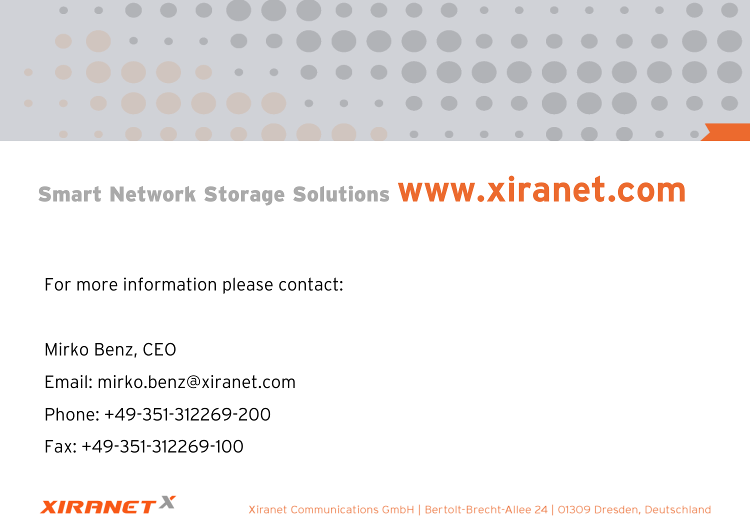Smart Network Storage Solutions **www.xiranet.com**

For more information please contact:

Mirko Benz, CEO

Email: mirko.benz@xiranet.com

Phone: +49-351-312269-200

Fax: +49-351-312269-100

XIRANET X

Xiranet Communications GmbH | Bertolt-Brecht-Allee 24 | 01309 Dresden, Deutschland